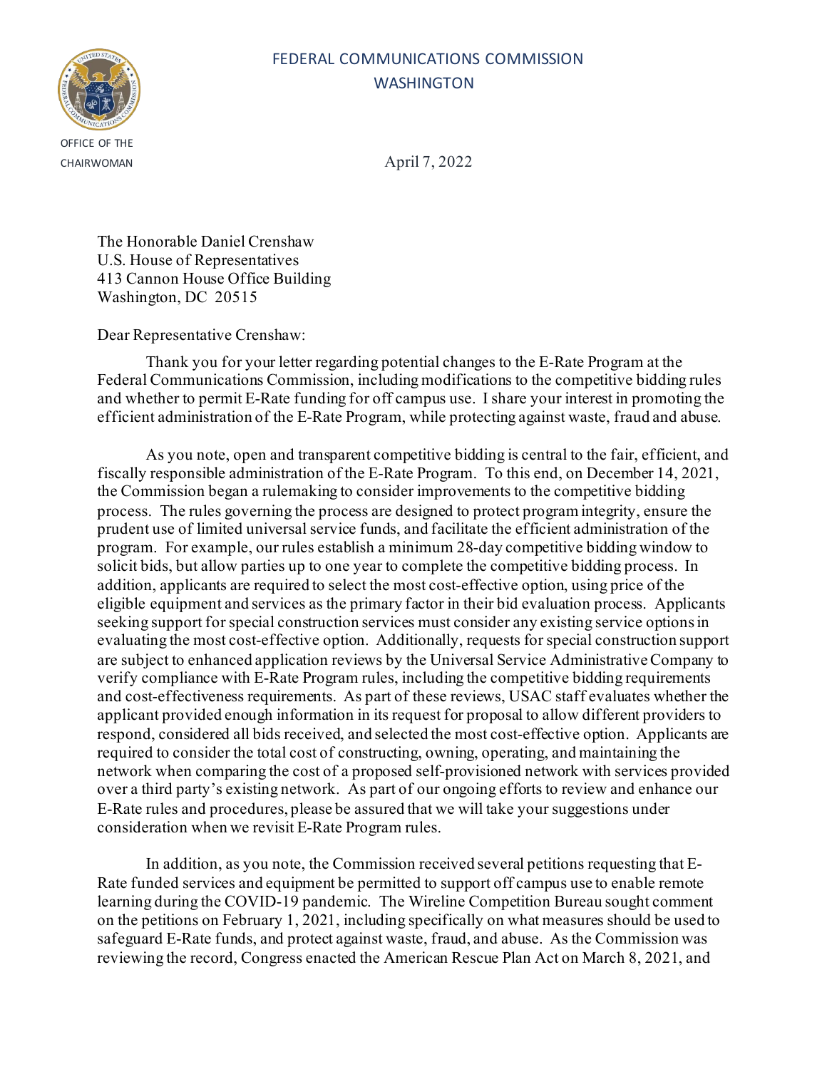FEDERAL COMMUNICATIONS COMMISSION
WASHINGTON

OFFICE OF THE CHAIRWOMAN

April 7, 2022

The Honorable Daniel Crenshaw
U.S. House of Representatives
413 Cannon House Office Building
Washington, DC 20515

Dear Representative Crenshaw:

Thank you for your letter regarding potential changes to the E-Rate Program at the Federal Communications Commission, including modifications to the competitive bidding rules and whether to permit E-Rate funding for off campus use. I share your interest in promoting the efficient administration of the E-Rate Program, while protecting against waste, fraud and abuse.

As you note, open and transparent competitive bidding is central to the fair, efficient, and fiscally responsible administration of the E-Rate Program. To this end, on December 14, 2021, the Commission began a rulemaking to consider improvements to the competitive bidding process. The rules governing the process are designed to protect program integrity, ensure the prudent use of limited universal service funds, and facilitate the efficient administration of the program. For example, our rules establish a minimum 28-day competitive bidding window to solicit bids, but allow parties up to one year to complete the competitive bidding process. In addition, applicants are required to select the most cost-effective option, using price of the eligible equipment and services as the primary factor in their bid evaluation process. Applicants seeking support for special construction services must consider any existing service options in evaluating the most cost-effective option. Additionally, requests for special construction support are subject to enhanced application reviews by the Universal Service Administrative Company to verify compliance with E-Rate Program rules, including the competitive bidding requirements and cost-effectiveness requirements. As part of these reviews, USAC staff evaluates whether the applicant provided enough information in its request for proposal to allow different providers to respond, considered all bids received, and selected the most cost-effective option. Applicants are required to consider the total cost of constructing, owning, operating, and maintaining the network when comparing the cost of a proposed self-provisioned network with services provided over a third party's existing network. As part of our ongoing efforts to review and enhance our E-Rate rules and procedures, please be assured that we will take your suggestions under consideration when we revisit E-Rate Program rules.

In addition, as you note, the Commission received several petitions requesting that E-Rate funded services and equipment be permitted to support off campus use to enable remote learning during the COVID-19 pandemic. The Wireline Competition Bureau sought comment on the petitions on February 1, 2021, including specifically on what measures should be used to safeguard E-Rate funds, and protect against waste, fraud, and abuse. As the Commission was reviewing the record, Congress enacted the American Rescue Plan Act on March 8, 2021, and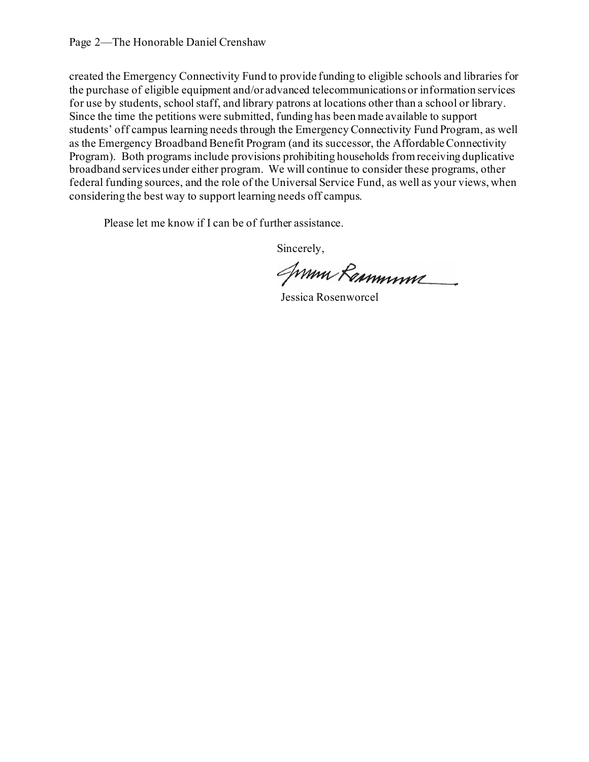created the Emergency Connectivity Fund to provide funding to eligible schools and libraries for the purchase of eligible equipment and/or advanced telecommunications or information services for use by students, school staff, and library patrons at locations other than a school or library. Since the time the petitions were submitted, funding has been made available to support students' off campus learning needs through the Emergency Connectivity Fund Program, as well as the Emergency Broadband Benefit Program (and its successor, the Affordable Connectivity Program). Both programs include provisions prohibiting households from receiving duplicative broadband services under either program. We will continue to consider these programs, other federal funding sources, and the role of the Universal Service Fund, as well as your views, when considering the best way to support learning needs off campus.

Please let me know if I can be of further assistance.

Sincerely,

Jessica Rosenworcel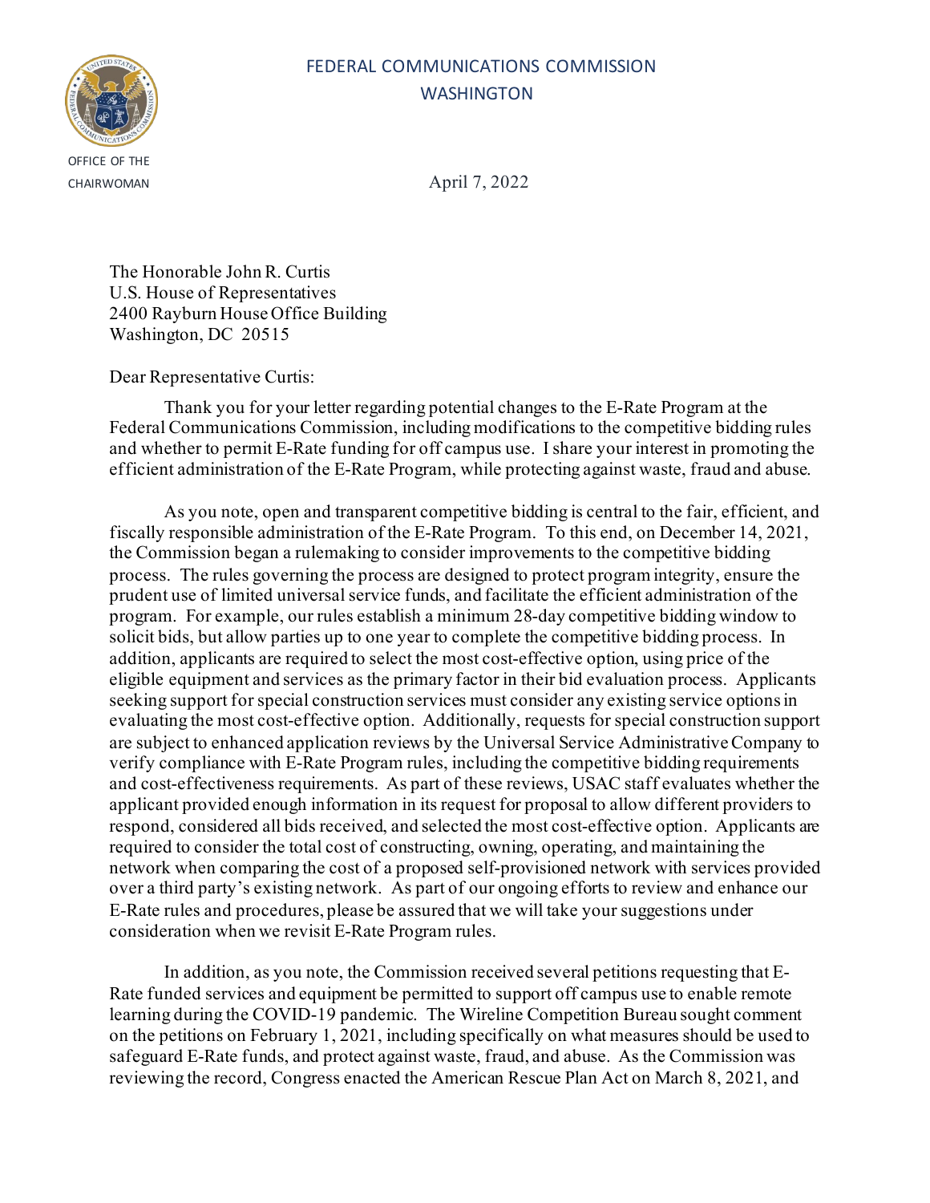FEDERAL COMMUNICATIONS COMMISSION
WASHINGTON

OFFICE OF THE CHAIRWOMAN

April 7, 2022

The Honorable John R. Curtis
U.S. House of Representatives
2400 Rayburn House Office Building
Washington, DC 20515

Dear Representative Curtis:

Thank you for your letter regarding potential changes to the E-Rate Program at the Federal Communications Commission, including modifications to the competitive bidding rules and whether to permit E-Rate funding for off campus use. I share your interest in promoting the efficient administration of the E-Rate Program, while protecting against waste, fraud and abuse.

As you note, open and transparent competitive bidding is central to the fair, efficient, and fiscally responsible administration of the E-Rate Program. To this end, on December 14, 2021, the Commission began a rulemaking to consider improvements to the competitive bidding process. The rules governing the process are designed to protect program integrity, ensure the prudent use of limited universal service funds, and facilitate the efficient administration of the program. For example, our rules establish a minimum 28-day competitive bidding window to solicit bids, but allow parties up to one year to complete the competitive bidding process. In addition, applicants are required to select the most cost-effective option, using price of the eligible equipment and services as the primary factor in their bid evaluation process. Applicants seeking support for special construction services must consider any existing service options in evaluating the most cost-effective option. Additionally, requests for special construction support are subject to enhanced application reviews by the Universal Service Administrative Company to verify compliance with E-Rate Program rules, including the competitive bidding requirements and cost-effectiveness requirements. As part of these reviews, USAC staff evaluates whether the applicant provided enough information in its request for proposal to allow different providers to respond, considered all bids received, and selected the most cost-effective option. Applicants are required to consider the total cost of constructing, owning, operating, and maintaining the network when comparing the cost of a proposed self-provisioned network with services provided over a third party's existing network. As part of our ongoing efforts to review and enhance our E-Rate rules and procedures, please be assured that we will take your suggestions under consideration when we revisit E-Rate Program rules.

In addition, as you note, the Commission received several petitions requesting that E-Rate funded services and equipment be permitted to support off campus use to enable remote learning during the COVID-19 pandemic. The Wireline Competition Bureau sought comment on the petitions on February 1, 2021, including specifically on what measures should be used to safeguard E-Rate funds, and protect against waste, fraud, and abuse. As the Commission was reviewing the record, Congress enacted the American Rescue Plan Act on March 8, 2021, and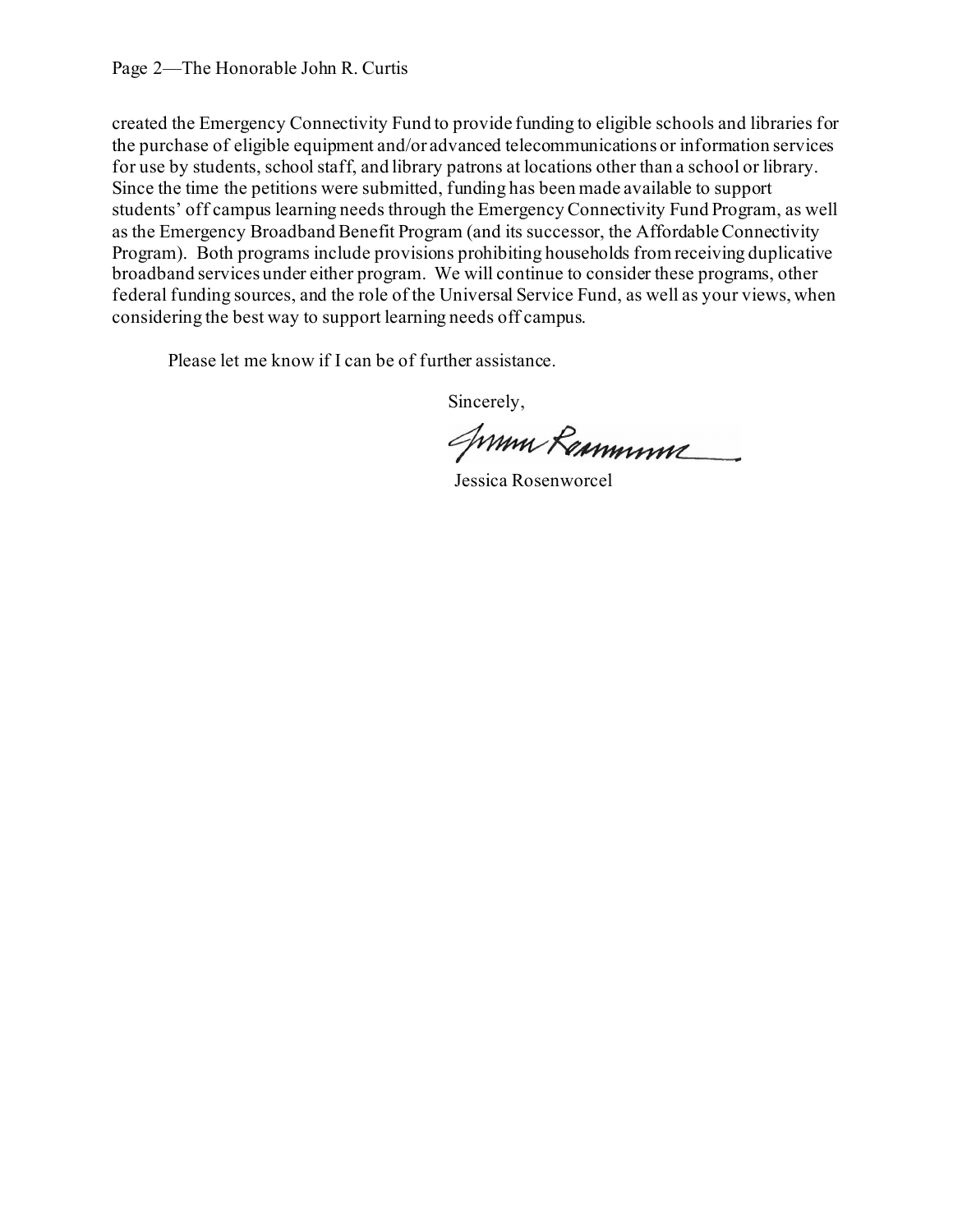created the Emergency Connectivity Fund to provide funding to eligible schools and libraries for the purchase of eligible equipment and/or advanced telecommunications or information services for use by students, school staff, and library patrons at locations other than a school or library. Since the time the petitions were submitted, funding has been made available to support students' off campus learning needs through the Emergency Connectivity Fund Program, as well as the Emergency Broadband Benefit Program (and its successor, the Affordable Connectivity Program). Both programs include provisions prohibiting households from receiving duplicative broadband services under either program. We will continue to consider these programs, other federal funding sources, and the role of the Universal Service Fund, as well as your views, when considering the best way to support learning needs off campus.

Please let me know if I can be of further assistance.

Sincerely,

Jessica Rosenworcel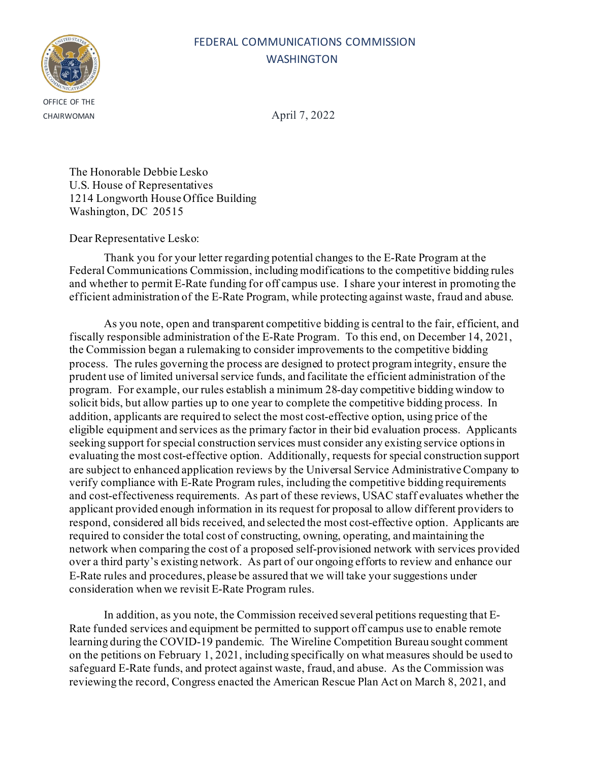FEDERAL COMMUNICATIONS COMMISSION
WASHINGTON

OFFICE OF THE
CHAIRWOMAN

April 7, 2022

The Honorable Debbie Lesko
U.S. House of Representatives
1214 Longworth House Office Building
Washington, DC 20515

Dear Representative Lesko:

Thank you for your letter regarding potential changes to the E-Rate Program at the Federal Communications Commission, including modifications to the competitive bidding rules and whether to permit E-Rate funding for off campus use. I share your interest in promoting the efficient administration of the E-Rate Program, while protecting against waste, fraud and abuse.

As you note, open and transparent competitive bidding is central to the fair, efficient, and fiscally responsible administration of the E-Rate Program. To this end, on December 14, 2021, the Commission began a rulemaking to consider improvements to the competitive bidding process. The rules governing the process are designed to protect program integrity, ensure the prudent use of limited universal service funds, and facilitate the efficient administration of the program. For example, our rules establish a minimum 28-day competitive bidding window to solicit bids, but allow parties up to one year to complete the competitive bidding process. In addition, applicants are required to select the most cost-effective option, using price of the eligible equipment and services as the primary factor in their bid evaluation process. Applicants seeking support for special construction services must consider any existing service options in evaluating the most cost-effective option. Additionally, requests for special construction support are subject to enhanced application reviews by the Universal Service Administrative Company to verify compliance with E-Rate Program rules, including the competitive bidding requirements and cost-effectiveness requirements. As part of these reviews, USAC staff evaluates whether the applicant provided enough information in its request for proposal to allow different providers to respond, considered all bids received, and selected the most cost-effective option. Applicants are required to consider the total cost of constructing, owning, operating, and maintaining the network when comparing the cost of a proposed self-provisioned network with services provided over a third party's existing network. As part of our ongoing efforts to review and enhance our E-Rate rules and procedures, please be assured that we will take your suggestions under consideration when we revisit E-Rate Program rules.

In addition, as you note, the Commission received several petitions requesting that E-Rate funded services and equipment be permitted to support off campus use to enable remote learning during the COVID-19 pandemic. The Wireline Competition Bureau sought comment on the petitions on February 1, 2021, including specifically on what measures should be used to safeguard E-Rate funds, and protect against waste, fraud, and abuse. As the Commission was reviewing the record, Congress enacted the American Rescue Plan Act on March 8, 2021, and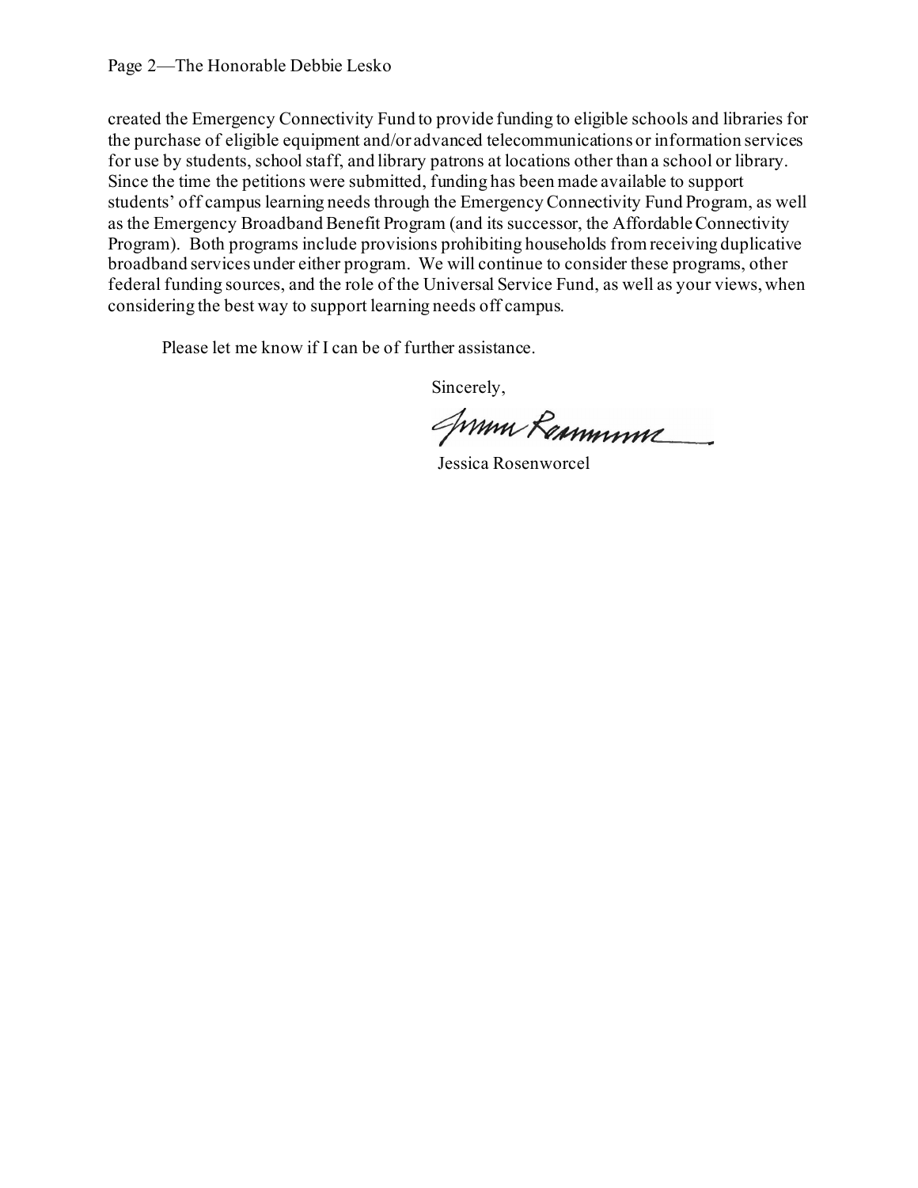created the Emergency Connectivity Fund to provide funding to eligible schools and libraries for the purchase of eligible equipment and/or advanced telecommunications or information services for use by students, school staff, and library patrons at locations other than a school or library. Since the time the petitions were submitted, funding has been made available to support students' off campus learning needs through the Emergency Connectivity Fund Program, as well as the Emergency Broadband Benefit Program (and its successor, the Affordable Connectivity Program). Both programs include provisions prohibiting households from receiving duplicative broadband services under either program. We will continue to consider these programs, other federal funding sources, and the role of the Universal Service Fund, as well as your views, when considering the best way to support learning needs off campus.

Please let me know if I can be of further assistance.

Sincerely,

Jessica Rosenworcel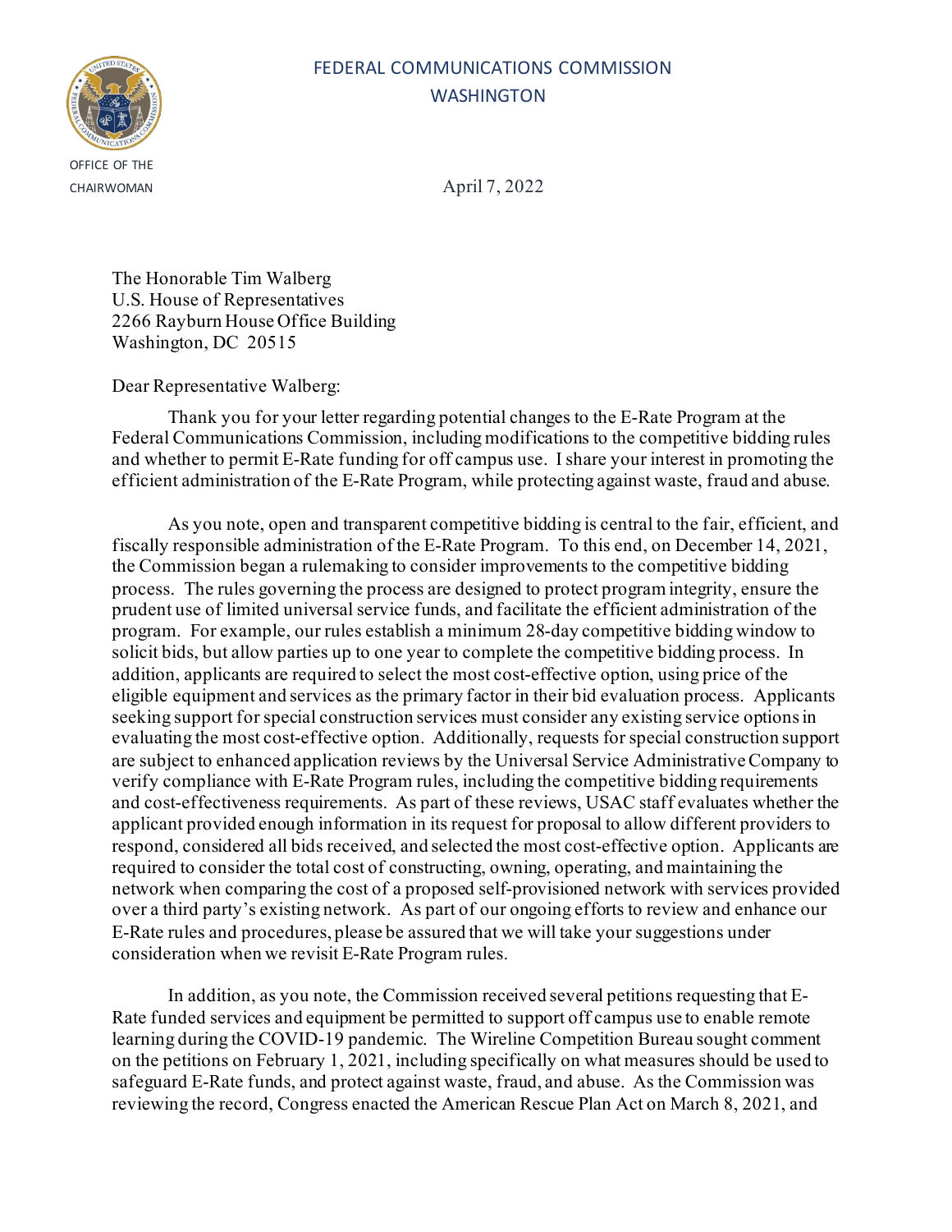FEDERAL COMMUNICATIONS COMMISSION
WASHINGTON

OFFICE OF THE CHAIRWOMAN

April 7, 2022

The Honorable Tim Walberg
U.S. House of Representatives
2266 Rayburn House Office Building
Washington, DC 20515

Dear Representative Walberg:

Thank you for your letter regarding potential changes to the E-Rate Program at the Federal Communications Commission, including modifications to the competitive bidding rules and whether to permit E-Rate funding for off campus use. I share your interest in promoting the efficient administration of the E-Rate Program, while protecting against waste, fraud and abuse.

As you note, open and transparent competitive bidding is central to the fair, efficient, and fiscally responsible administration of the E-Rate Program. To this end, on December 14, 2021, the Commission began a rulemaking to consider improvements to the competitive bidding process. The rules governing the process are designed to protect program integrity, ensure the prudent use of limited universal service funds, and facilitate the efficient administration of the program. For example, our rules establish a minimum 28-day competitive bidding window to solicit bids, but allow parties up to one year to complete the competitive bidding process. In addition, applicants are required to select the most cost-effective option, using price of the eligible equipment and services as the primary factor in their bid evaluation process. Applicants seeking support for special construction services must consider any existing service options in evaluating the most cost-effective option. Additionally, requests for special construction support are subject to enhanced application reviews by the Universal Service Administrative Company to verify compliance with E-Rate Program rules, including the competitive bidding requirements and cost-effectiveness requirements. As part of these reviews, USAC staff evaluates whether the applicant provided enough information in its request for proposal to allow different providers to respond, considered all bids received, and selected the most cost-effective option. Applicants are required to consider the total cost of constructing, owning, operating, and maintaining the network when comparing the cost of a proposed self-provisioned network with services provided over a third party's existing network. As part of our ongoing efforts to review and enhance our E-Rate rules and procedures, please be assured that we will take your suggestions under consideration when we revisit E-Rate Program rules.

In addition, as you note, the Commission received several petitions requesting that E-Rate funded services and equipment be permitted to support off campus use to enable remote learning during the COVID-19 pandemic. The Wireline Competition Bureau sought comment on the petitions on February 1, 2021, including specifically on what measures should be used to safeguard E-Rate funds, and protect against waste, fraud, and abuse. As the Commission was reviewing the record, Congress enacted the American Rescue Plan Act on March 8, 2021, and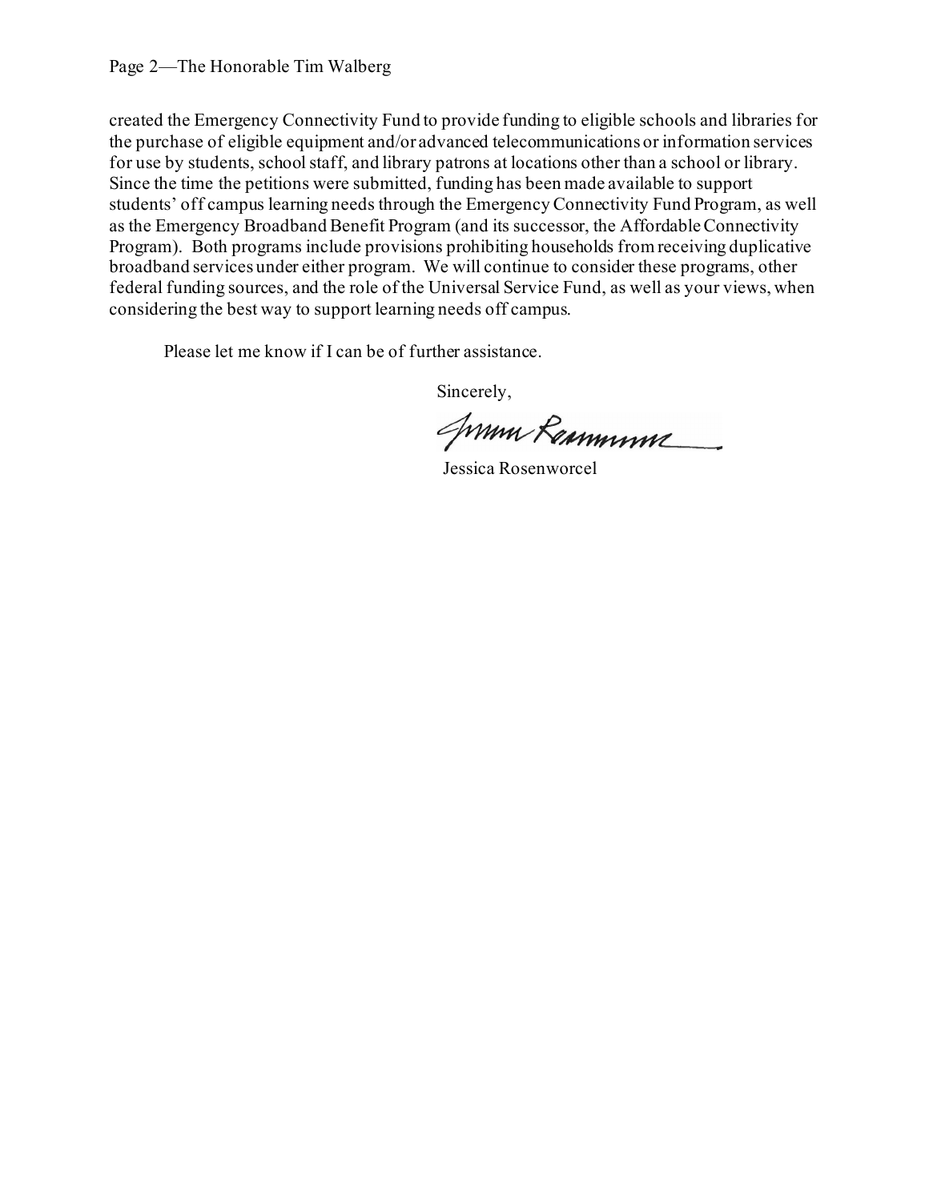created the Emergency Connectivity Fund to provide funding to eligible schools and libraries for the purchase of eligible equipment and/or advanced telecommunications or information services for use by students, school staff, and library patrons at locations other than a school or library. Since the time the petitions were submitted, funding has been made available to support students' off campus learning needs through the Emergency Connectivity Fund Program, as well as the Emergency Broadband Benefit Program (and its successor, the Affordable Connectivity Program). Both programs include provisions prohibiting households from receiving duplicative broadband services under either program. We will continue to consider these programs, other federal funding sources, and the role of the Universal Service Fund, as well as your views, when considering the best way to support learning needs off campus.

Please let me know if I can be of further assistance.

Sincerely,

Jessica Rosenworcel